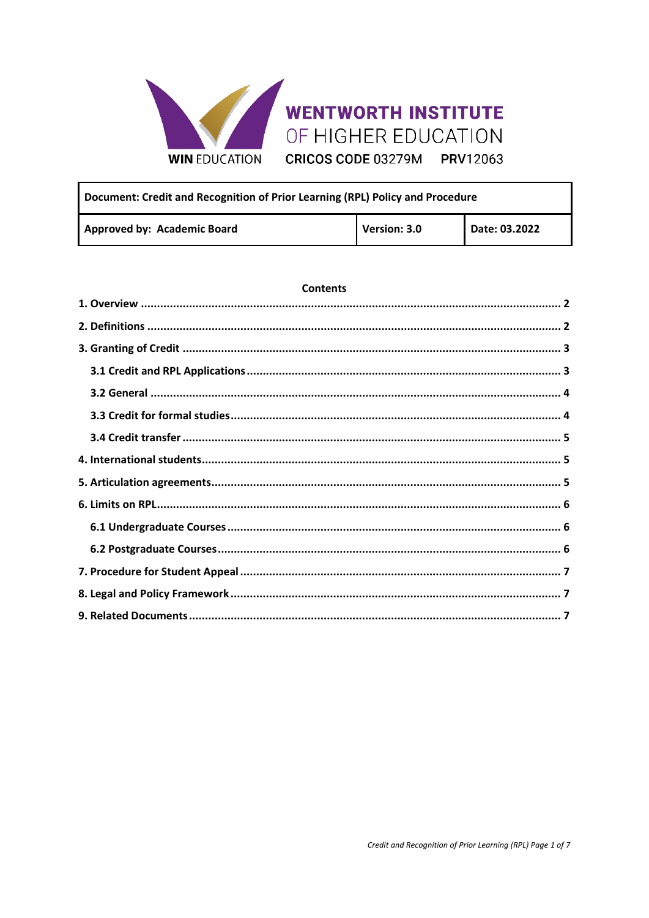**WENTWORTH INSTITUTE OF HIGHER EDUCATION**

WIN EDUCATION

CRICOS CODE 03279M PRV12063

| Document: Credit and Recognition of Prior Learning (RPL) Policy and Procedure | | |
|---|---|---|
| **Approved by: Academic Board** | **Version: 3.0** | **Date: 03.2022** |

**Contents**

- 1. Overview ..... 2
- 2. Definitions ..... 2
- 3. Granting of Credit ..... 3
  - 3.1 Credit and RPL Applications ..... 3
  - 3.2 General ..... 4
  - 3.3 Credit for formal studies ..... 4
  - 3.4 Credit transfer ..... 5
- 4. International students ..... 5
- 5. Articulation agreements ..... 5
- 6. Limits on RPL ..... 6
  - 6.1 Undergraduate Courses ..... 6
  - 6.2 Postgraduate Courses ..... 6
- 7. Procedure for Student Appeal ..... 7
- 8. Legal and Policy Framework ..... 7
- 9. Related Documents ..... 7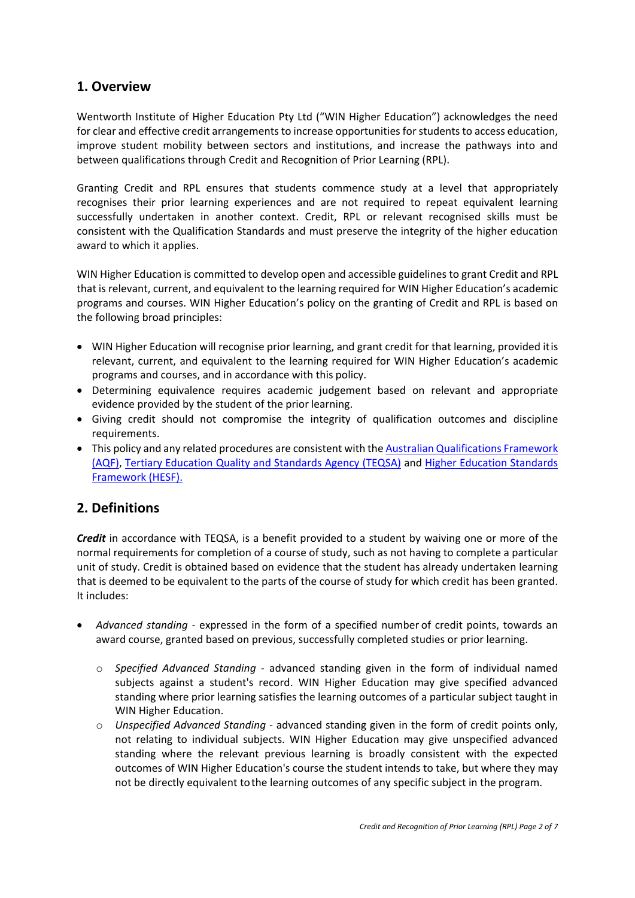## 1. Overview

Wentworth Institute of Higher Education Pty Ltd ("WIN Higher Education") acknowledges the need for clear and effective credit arrangements to increase opportunities for students to access education, improve student mobility between sectors and institutions, and increase the pathways into and between qualifications through Credit and Recognition of Prior Learning (RPL).

Granting Credit and RPL ensures that students commence study at a level that appropriately recognises their prior learning experiences and are not required to repeat equivalent learning successfully undertaken in another context. Credit, RPL or relevant recognised skills must be consistent with the Qualification Standards and must preserve the integrity of the higher education award to which it applies.

WIN Higher Education is committed to develop open and accessible guidelines to grant Credit and RPL that is relevant, current, and equivalent to the learning required for WIN Higher Education's academic programs and courses. WIN Higher Education's policy on the granting of Credit and RPL is based on the following broad principles:

- WIN Higher Education will recognise prior learning, and grant credit for that learning, provided it is relevant, current, and equivalent to the learning required for WIN Higher Education's academic programs and courses, and in accordance with this policy.
- Determining equivalence requires academic judgement based on relevant and appropriate evidence provided by the student of the prior learning.
- Giving credit should not compromise the integrity of qualification outcomes and discipline requirements.
- This policy and any related procedures are consistent with the Australian Qualifications Framework (AQF), Tertiary Education Quality and Standards Agency (TEQSA) and Higher Education Standards Framework (HESF).

## 2. Definitions

***Credit*** in accordance with TEQSA, is a benefit provided to a student by waiving one or more of the normal requirements for completion of a course of study, such as not having to complete a particular unit of study. Credit is obtained based on evidence that the student has already undertaken learning that is deemed to be equivalent to the parts of the course of study for which credit has been granted. It includes:

- *Advanced standing* - expressed in the form of a specified number of credit points, towards an award course, granted based on previous, successfully completed studies or prior learning.
  - *Specified Advanced Standing* - advanced standing given in the form of individual named subjects against a student's record. WIN Higher Education may give specified advanced standing where prior learning satisfies the learning outcomes of a particular subject taught in WIN Higher Education.
  - *Unspecified Advanced Standing* - advanced standing given in the form of credit points only, not relating to individual subjects. WIN Higher Education may give unspecified advanced standing where the relevant previous learning is broadly consistent with the expected outcomes of WIN Higher Education's course the student intends to take, but where they may not be directly equivalent to the learning outcomes of any specific subject in the program.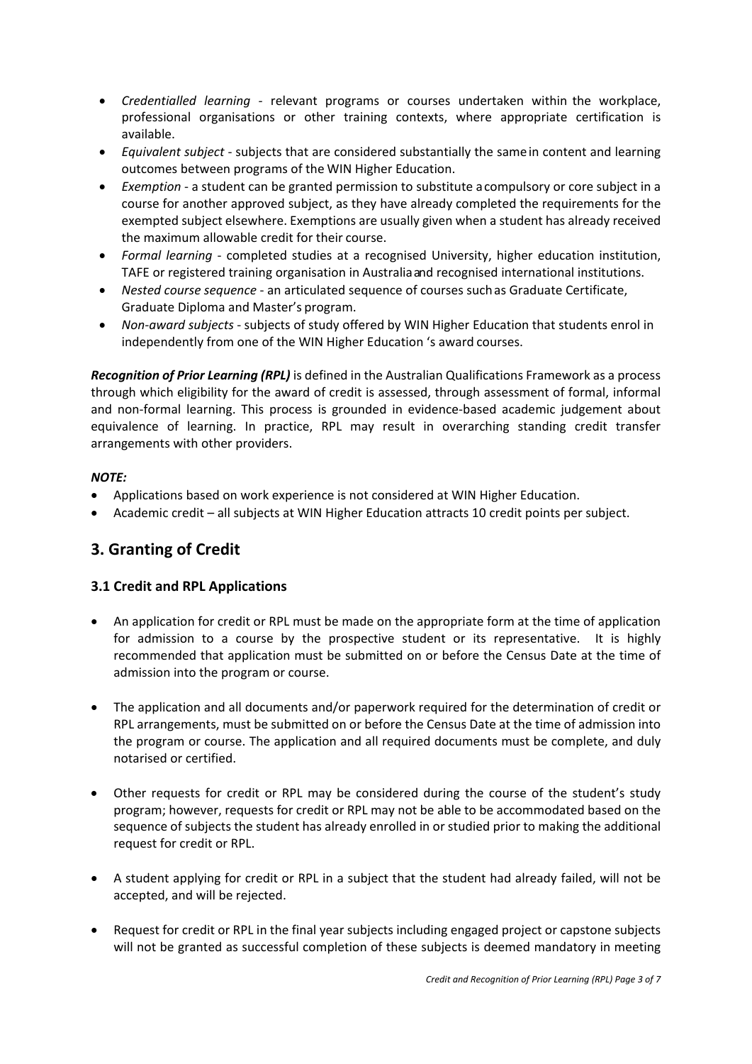- *Credentialled learning* - relevant programs or courses undertaken within the workplace, professional organisations or other training contexts, where appropriate certification is available.
- *Equivalent subject* - subjects that are considered substantially the same in content and learning outcomes between programs of the WIN Higher Education.
- *Exemption* - a student can be granted permission to substitute a compulsory or core subject in a course for another approved subject, as they have already completed the requirements for the exempted subject elsewhere. Exemptions are usually given when a student has already received the maximum allowable credit for their course.
- *Formal learning* - completed studies at a recognised University, higher education institution, TAFE or registered training organisation in Australia and recognised international institutions.
- *Nested course sequence* - an articulated sequence of courses such as Graduate Certificate, Graduate Diploma and Master's program.
- *Non-award subjects* - subjects of study offered by WIN Higher Education that students enrol in independently from one of the WIN Higher Education 's award courses.

***Recognition of Prior Learning (RPL)*** is defined in the Australian Qualifications Framework as a process through which eligibility for the award of credit is assessed, through assessment of formal, informal and non-formal learning. This process is grounded in evidence-based academic judgement about equivalence of learning. In practice, RPL may result in overarching standing credit transfer arrangements with other providers.

***NOTE:***

- Applications based on work experience is not considered at WIN Higher Education.
- Academic credit – all subjects at WIN Higher Education attracts 10 credit points per subject.

## 3. Granting of Credit

### 3.1 Credit and RPL Applications

- An application for credit or RPL must be made on the appropriate form at the time of application for admission to a course by the prospective student or its representative. It is highly recommended that application must be submitted on or before the Census Date at the time of admission into the program or course.

- The application and all documents and/or paperwork required for the determination of credit or RPL arrangements, must be submitted on or before the Census Date at the time of admission into the program or course. The application and all required documents must be complete, and duly notarised or certified.

- Other requests for credit or RPL may be considered during the course of the student's study program; however, requests for credit or RPL may not be able to be accommodated based on the sequence of subjects the student has already enrolled in or studied prior to making the additional request for credit or RPL.

- A student applying for credit or RPL in a subject that the student had already failed, will not be accepted, and will be rejected.

- Request for credit or RPL in the final year subjects including engaged project or capstone subjects will not be granted as successful completion of these subjects is deemed mandatory in meeting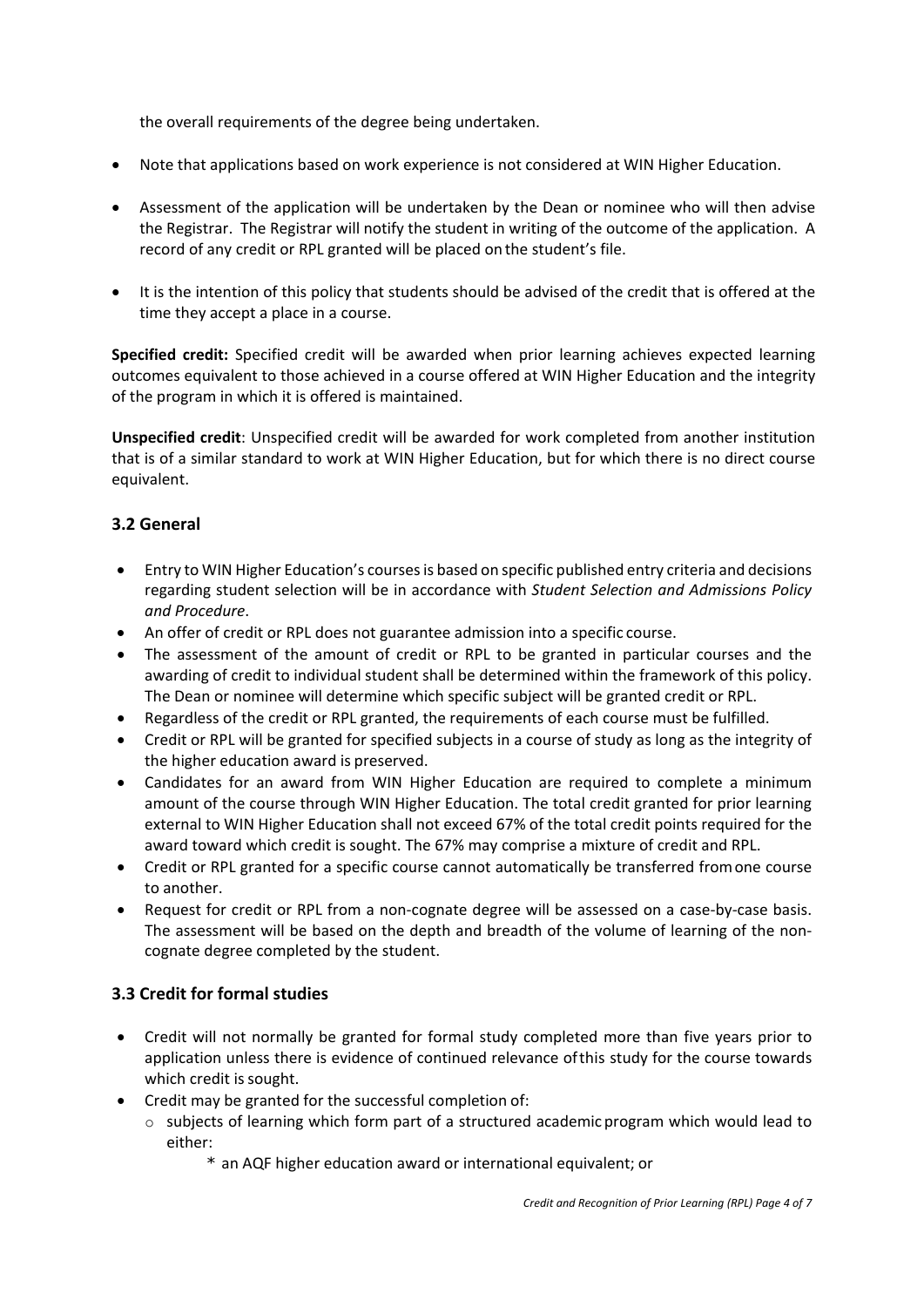the overall requirements of the degree being undertaken.

- Note that applications based on work experience is not considered at WIN Higher Education.
- Assessment of the application will be undertaken by the Dean or nominee who will then advise the Registrar. The Registrar will notify the student in writing of the outcome of the application. A record of any credit or RPL granted will be placed on the student's file.
- It is the intention of this policy that students should be advised of the credit that is offered at the time they accept a place in a course.

**Specified credit:** Specified credit will be awarded when prior learning achieves expected learning outcomes equivalent to those achieved in a course offered at WIN Higher Education and the integrity of the program in which it is offered is maintained.

**Unspecified credit**: Unspecified credit will be awarded for work completed from another institution that is of a similar standard to work at WIN Higher Education, but for which there is no direct course equivalent.

### 3.2 General

- Entry to WIN Higher Education's courses is based on specific published entry criteria and decisions regarding student selection will be in accordance with *Student Selection and Admissions Policy and Procedure*.
- An offer of credit or RPL does not guarantee admission into a specific course.
- The assessment of the amount of credit or RPL to be granted in particular courses and the awarding of credit to individual student shall be determined within the framework of this policy. The Dean or nominee will determine which specific subject will be granted credit or RPL.
- Regardless of the credit or RPL granted, the requirements of each course must be fulfilled.
- Credit or RPL will be granted for specified subjects in a course of study as long as the integrity of the higher education award is preserved.
- Candidates for an award from WIN Higher Education are required to complete a minimum amount of the course through WIN Higher Education. The total credit granted for prior learning external to WIN Higher Education shall not exceed 67% of the total credit points required for the award toward which credit is sought. The 67% may comprise a mixture of credit and RPL.
- Credit or RPL granted for a specific course cannot automatically be transferred from one course to another.
- Request for credit or RPL from a non-cognate degree will be assessed on a case-by-case basis. The assessment will be based on the depth and breadth of the volume of learning of the non-cognate degree completed by the student.

### 3.3 Credit for formal studies

- Credit will not normally be granted for formal study completed more than five years prior to application unless there is evidence of continued relevance of this study for the course towards which credit is sought.
- Credit may be granted for the successful completion of:
  - subjects of learning which form part of a structured academic program which would lead to either:
    - \* an AQF higher education award or international equivalent; or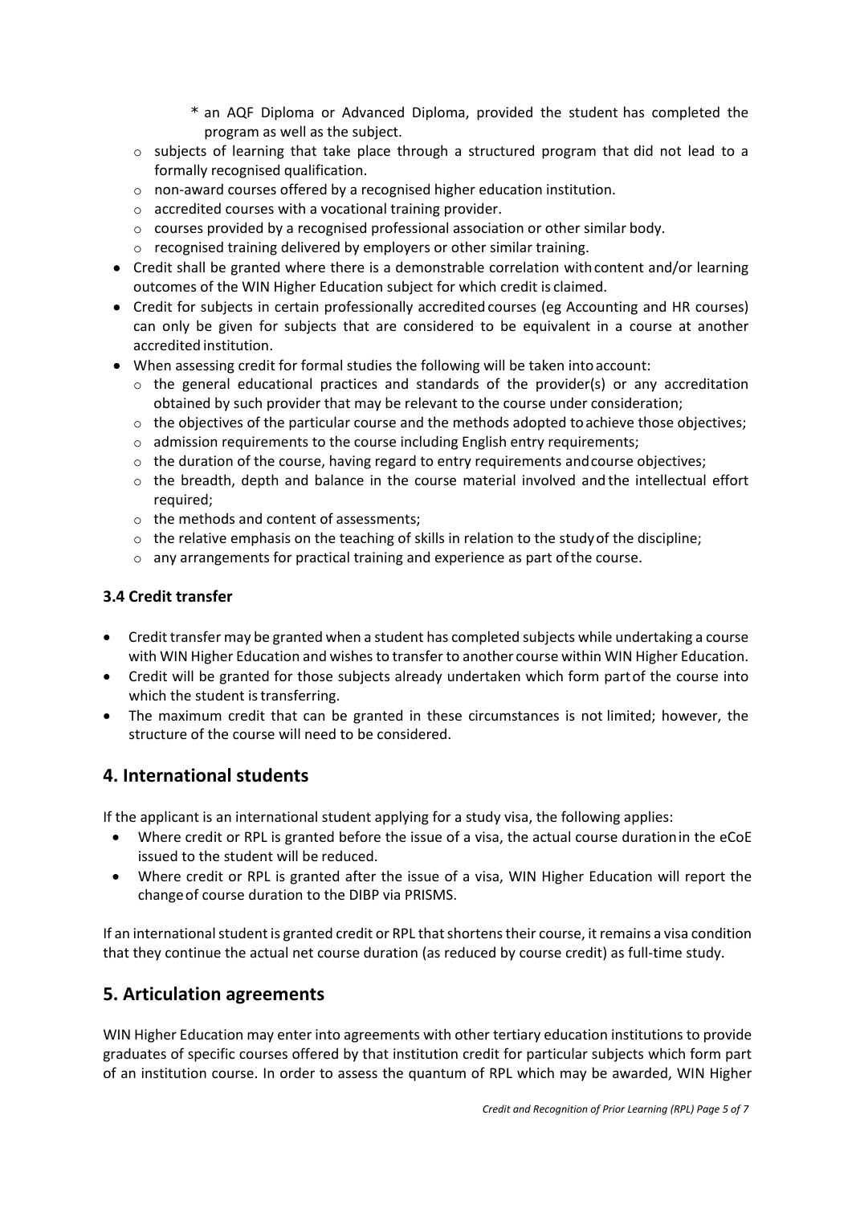- * an AQF Diploma or Advanced Diploma, provided the student has completed the program as well as the subject.
  - subjects of learning that take place through a structured program that did not lead to a formally recognised qualification.
  - non-award courses offered by a recognised higher education institution.
  - accredited courses with a vocational training provider.
  - courses provided by a recognised professional association or other similar body.
  - recognised training delivered by employers or other similar training.
- Credit shall be granted where there is a demonstrable correlation with content and/or learning outcomes of the WIN Higher Education subject for which credit is claimed.
- Credit for subjects in certain professionally accredited courses (eg Accounting and HR courses) can only be given for subjects that are considered to be equivalent in a course at another accredited institution.
- When assessing credit for formal studies the following will be taken into account:
  - the general educational practices and standards of the provider(s) or any accreditation obtained by such provider that may be relevant to the course under consideration;
  - the objectives of the particular course and the methods adopted to achieve those objectives;
  - admission requirements to the course including English entry requirements;
  - the duration of the course, having regard to entry requirements and course objectives;
  - the breadth, depth and balance in the course material involved and the intellectual effort required;
  - the methods and content of assessments;
  - the relative emphasis on the teaching of skills in relation to the study of the discipline;
  - any arrangements for practical training and experience as part of the course.

### 3.4 Credit transfer

- Credit transfer may be granted when a student has completed subjects while undertaking a course with WIN Higher Education and wishes to transfer to another course within WIN Higher Education.
- Credit will be granted for those subjects already undertaken which form part of the course into which the student is transferring.
- The maximum credit that can be granted in these circumstances is not limited; however, the structure of the course will need to be considered.

## 4. International students

If the applicant is an international student applying for a study visa, the following applies:

- Where credit or RPL is granted before the issue of a visa, the actual course duration in the eCoE issued to the student will be reduced.
- Where credit or RPL is granted after the issue of a visa, WIN Higher Education will report the change of course duration to the DIBP via PRISMS.

If an international student is granted credit or RPL that shortens their course, it remains a visa condition that they continue the actual net course duration (as reduced by course credit) as full-time study.

## 5. Articulation agreements

WIN Higher Education may enter into agreements with other tertiary education institutions to provide graduates of specific courses offered by that institution credit for particular subjects which form part of an institution course. In order to assess the quantum of RPL which may be awarded, WIN Higher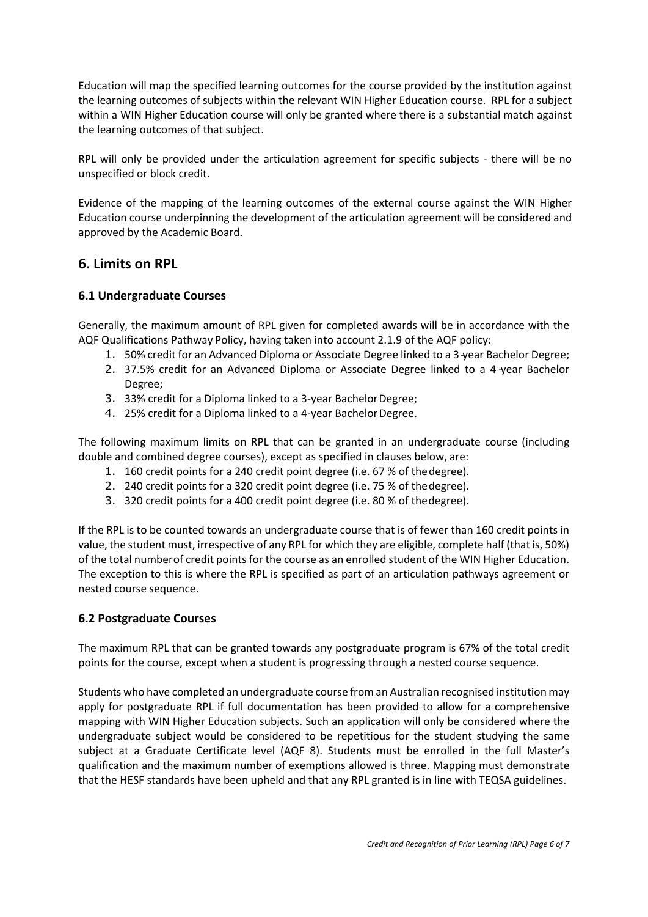Education will map the specified learning outcomes for the course provided by the institution against the learning outcomes of subjects within the relevant WIN Higher Education course. RPL for a subject within a WIN Higher Education course will only be granted where there is a substantial match against the learning outcomes of that subject.

RPL will only be provided under the articulation agreement for specific subjects - there will be no unspecified or block credit.

Evidence of the mapping of the learning outcomes of the external course against the WIN Higher Education course underpinning the development of the articulation agreement will be considered and approved by the Academic Board.

## 6. Limits on RPL

### 6.1 Undergraduate Courses

Generally, the maximum amount of RPL given for completed awards will be in accordance with the AQF Qualifications Pathway Policy, having taken into account 2.1.9 of the AQF policy:

1. 50% credit for an Advanced Diploma or Associate Degree linked to a 3-year Bachelor Degree;
2. 37.5% credit for an Advanced Diploma or Associate Degree linked to a 4-year Bachelor Degree;
3. 33% credit for a Diploma linked to a 3-year Bachelor Degree;
4. 25% credit for a Diploma linked to a 4-year Bachelor Degree.

The following maximum limits on RPL that can be granted in an undergraduate course (including double and combined degree courses), except as specified in clauses below, are:

1. 160 credit points for a 240 credit point degree (i.e. 67 % of the degree).
2. 240 credit points for a 320 credit point degree (i.e. 75 % of the degree).
3. 320 credit points for a 400 credit point degree (i.e. 80 % of the degree).

If the RPL is to be counted towards an undergraduate course that is of fewer than 160 credit points in value, the student must, irrespective of any RPL for which they are eligible, complete half (that is, 50%) of the total number of credit points for the course as an enrolled student of the WIN Higher Education. The exception to this is where the RPL is specified as part of an articulation pathways agreement or nested course sequence.

### 6.2 Postgraduate Courses

The maximum RPL that can be granted towards any postgraduate program is 67% of the total credit points for the course, except when a student is progressing through a nested course sequence.

Students who have completed an undergraduate course from an Australian recognised institution may apply for postgraduate RPL if full documentation has been provided to allow for a comprehensive mapping with WIN Higher Education subjects. Such an application will only be considered where the undergraduate subject would be considered to be repetitious for the student studying the same subject at a Graduate Certificate level (AQF 8). Students must be enrolled in the full Master's qualification and the maximum number of exemptions allowed is three. Mapping must demonstrate that the HESF standards have been upheld and that any RPL granted is in line with TEQSA guidelines.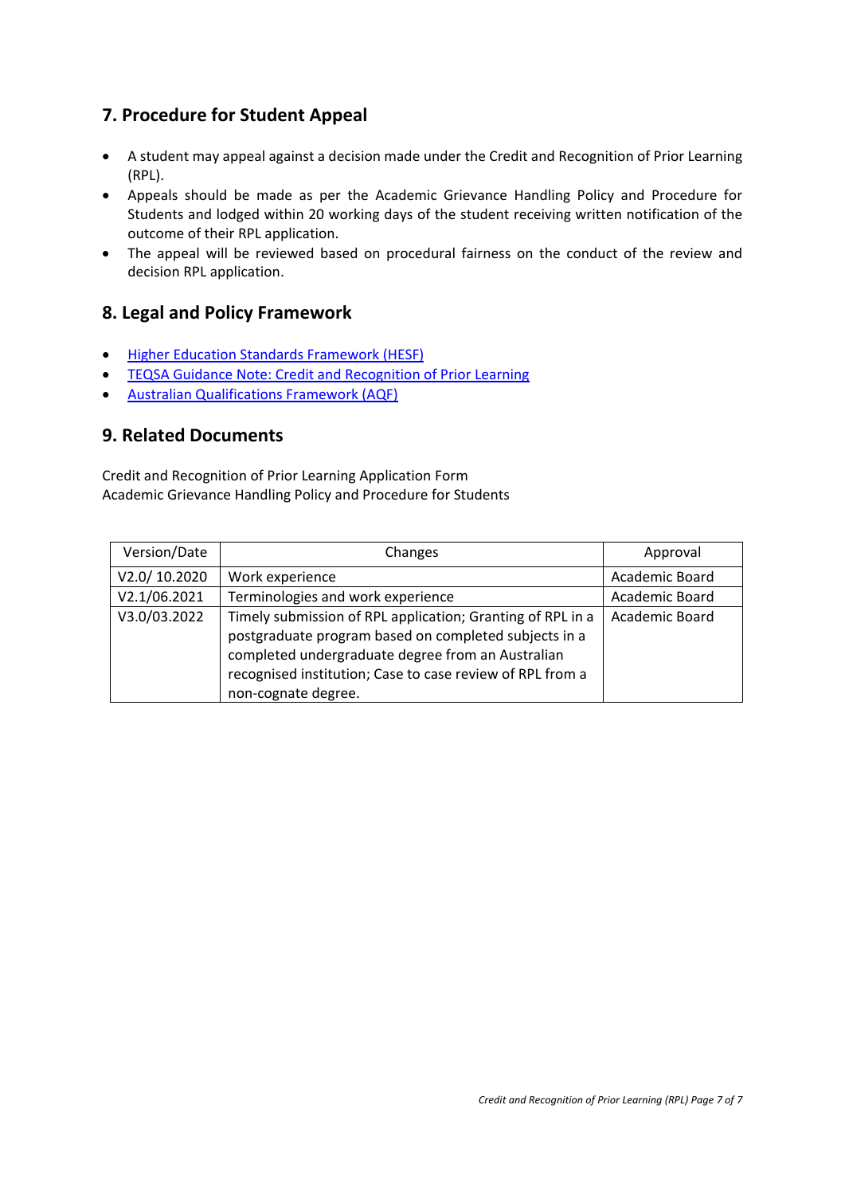## 7. Procedure for Student Appeal

- A student may appeal against a decision made under the Credit and Recognition of Prior Learning (RPL).
- Appeals should be made as per the Academic Grievance Handling Policy and Procedure for Students and lodged within 20 working days of the student receiving written notification of the outcome of their RPL application.
- The appeal will be reviewed based on procedural fairness on the conduct of the review and decision RPL application.

## 8. Legal and Policy Framework

- Higher Education Standards Framework (HESF)
- TEQSA Guidance Note: Credit and Recognition of Prior Learning
- Australian Qualifications Framework (AQF)

## 9. Related Documents

Credit and Recognition of Prior Learning Application Form
Academic Grievance Handling Policy and Procedure for Students

| Version/Date | Changes | Approval |
|---|---|---|
| V2.0/ 10.2020 | Work experience | Academic Board |
| V2.1/06.2021 | Terminologies and work experience | Academic Board |
| V3.0/03.2022 | Timely submission of RPL application; Granting of RPL in a postgraduate program based on completed subjects in a completed undergraduate degree from an Australian recognised institution; Case to case review of RPL from a non-cognate degree. | Academic Board |